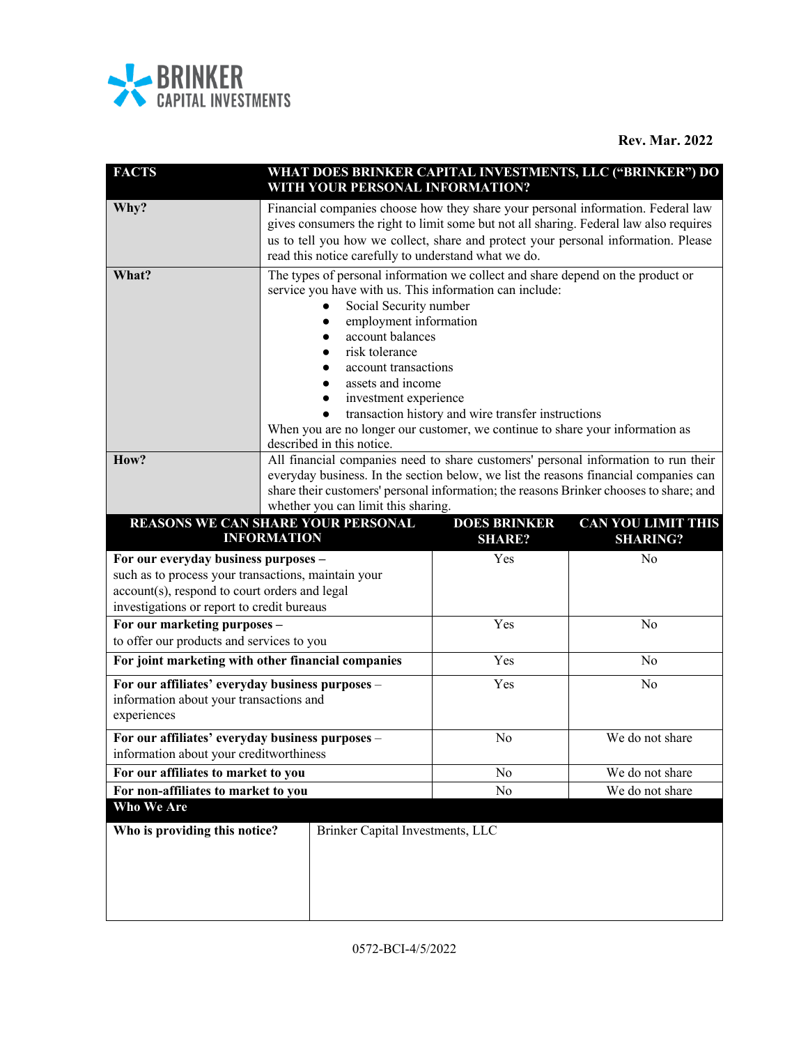BRINKER CAPITAL INVESTMENTS

**Rev. Mar. 2022**

| FACTS | WHAT DOES BRINKER CAPITAL INVESTMENTS, LLC ("BRINKER") DO WITH YOUR PERSONAL INFORMATION? |
|---|---|
| **Why?** | Financial companies choose how they share your personal information. Federal law gives consumers the right to limit some but not all sharing. Federal law also requires us to tell you how we collect, share and protect your personal information. Please read this notice carefully to understand what we do. |
| **What?** | The types of personal information we collect and share depend on the product or service you have with us. This information can include:<br>● Social Security number<br>● employment information<br>● account balances<br>● risk tolerance<br>● account transactions<br>● assets and income<br>● investment experience<br>● transaction history and wire transfer instructions<br>When you are no longer our customer, we continue to share your information as described in this notice. |
| **How?** | All financial companies need to share customers' personal information to run their everyday business. In the section below, we list the reasons financial companies can share their customers' personal information; the reasons Brinker chooses to share; and whether you can limit this sharing. |

| REASONS WE CAN SHARE YOUR PERSONAL INFORMATION | DOES BRINKER SHARE? | CAN YOU LIMIT THIS SHARING? |
|---|---|---|
| **For our everyday business purposes –** such as to process your transactions, maintain your account(s), respond to court orders and legal investigations or report to credit bureaus | Yes | No |
| **For our marketing purposes –** to offer our products and services to you | Yes | No |
| **For joint marketing with other financial companies** | Yes | No |
| **For our affiliates' everyday business purposes** – information about your transactions and experiences | Yes | No |
| **For our affiliates' everyday business purposes** – information about your creditworthiness | No | We do not share |
| **For our affiliates to market to you** | No | We do not share |
| **For non-affiliates to market to you** | No | We do not share |

| Who We Are | |
|---|---|
| **Who is providing this notice?** | Brinker Capital Investments, LLC |

0572-BCI-4/5/2022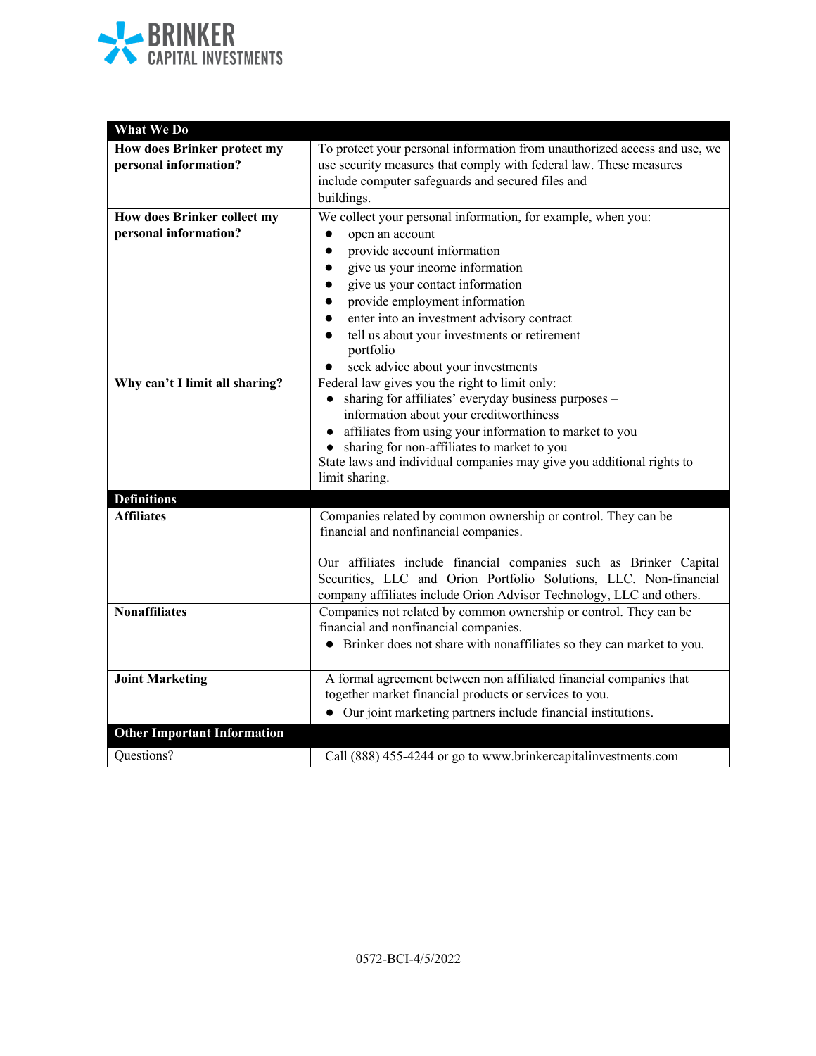BRINKER CAPITAL INVESTMENTS

| What We Do | |
|---|---|
| **How does Brinker protect my personal information?** | To protect your personal information from unauthorized access and use, we use security measures that comply with federal law. These measures include computer safeguards and secured files and buildings. |
| **How does Brinker collect my personal information?** | We collect your personal information, for example, when you:<br>● open an account<br>● provide account information<br>● give us your income information<br>● give us your contact information<br>● provide employment information<br>● enter into an investment advisory contract<br>● tell us about your investments or retirement portfolio<br>● seek advice about your investments |
| **Why can't I limit all sharing?** | Federal law gives you the right to limit only:<br>● sharing for affiliates' everyday business purposes – information about your creditworthiness<br>● affiliates from using your information to market to you<br>● sharing for non-affiliates to market to you<br>State laws and individual companies may give you additional rights to limit sharing. |
| **Definitions** | |
| **Affiliates** | Companies related by common ownership or control. They can be financial and nonfinancial companies.<br><br>Our affiliates include financial companies such as Brinker Capital Securities, LLC and Orion Portfolio Solutions, LLC. Non-financial company affiliates include Orion Advisor Technology, LLC and others. |
| **Nonaffiliates** | Companies not related by common ownership or control. They can be financial and nonfinancial companies.<br>● Brinker does not share with nonaffiliates so they can market to you. |
| **Joint Marketing** | A formal agreement between non affiliated financial companies that together market financial products or services to you.<br>● Our joint marketing partners include financial institutions. |
| **Other Important Information** | |
| Questions? | Call (888) 455-4244 or go to www.brinkercapitalinvestments.com |

0572-BCI-4/5/2022